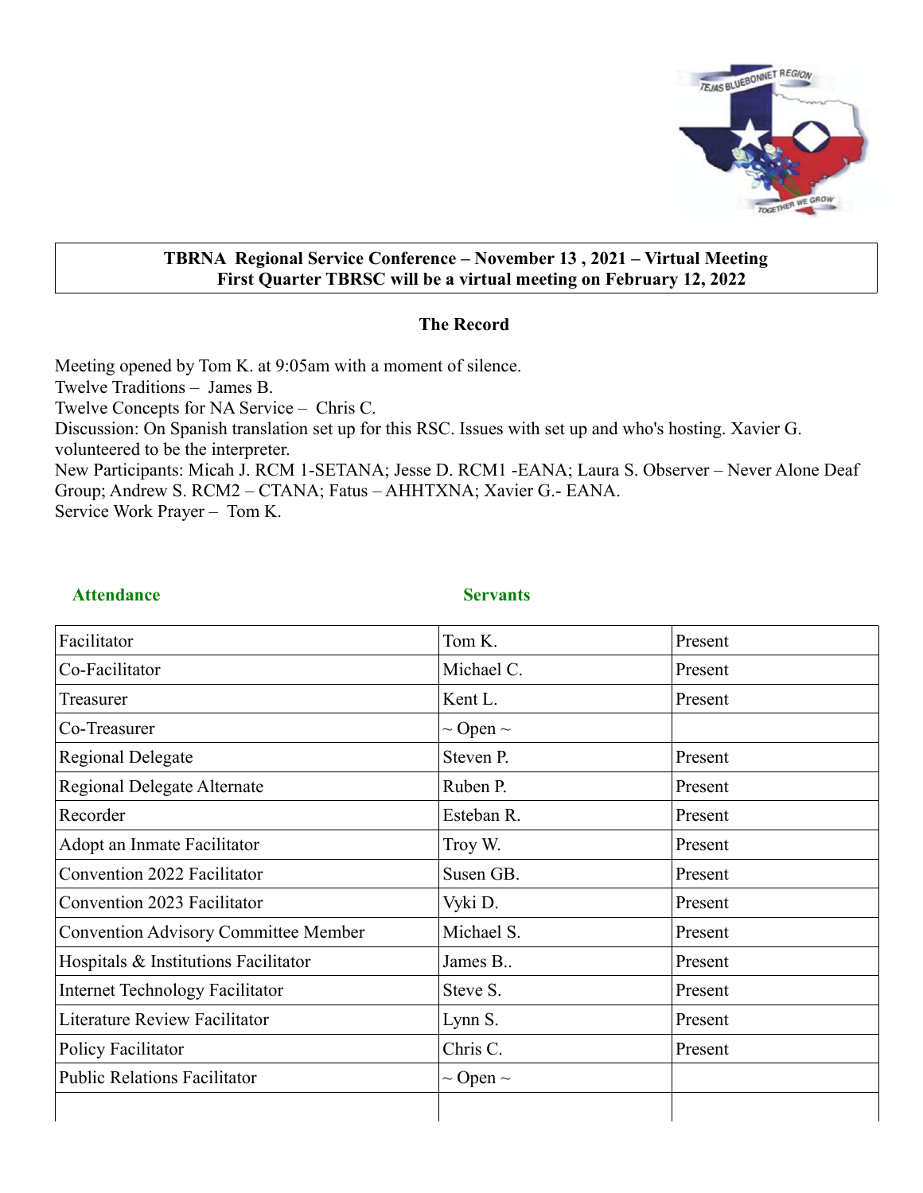**TBRNA Regional Service Conference – November 13 , 2021 – Virtual Meeting**
**First Quarter TBRSC will be a virtual meeting on February 12, 2022**

## The Record

Meeting opened by Tom K. at 9:05am with a moment of silence.
Twelve Traditions – James B.
Twelve Concepts for NA Service – Chris C.
Discussion: On Spanish translation set up for this RSC. Issues with set up and who's hosting. Xavier G. volunteered to be the interpreter.
New Participants: Micah J. RCM 1-SETANA; Jesse D. RCM1 -EANA; Laura S. Observer – Never Alone Deaf Group; Andrew S. RCM2 – CTANA; Fatus – AHHTXNA; Xavier G.- EANA.
Service Work Prayer – Tom K.

**Attendance** **Servants**

| | | |
|---|---|---|
| Facilitator | Tom K. | Present |
| Co-Facilitator | Michael C. | Present |
| Treasurer | Kent L. | Present |
| Co-Treasurer | ~ Open ~ | |
| Regional Delegate | Steven P. | Present |
| Regional Delegate Alternate | Ruben P. | Present |
| Recorder | Esteban R. | Present |
| Adopt an Inmate Facilitator | Troy W. | Present |
| Convention 2022 Facilitator | Susen GB. | Present |
| Convention 2023 Facilitator | Vyki D. | Present |
| Convention Advisory Committee Member | Michael S. | Present |
| Hospitals & Institutions Facilitator | James B.. | Present |
| Internet Technology Facilitator | Steve S. | Present |
| Literature Review Facilitator | Lynn S. | Present |
| Policy Facilitator | Chris C. | Present |
| Public Relations Facilitator | ~ Open ~ | |
| | | |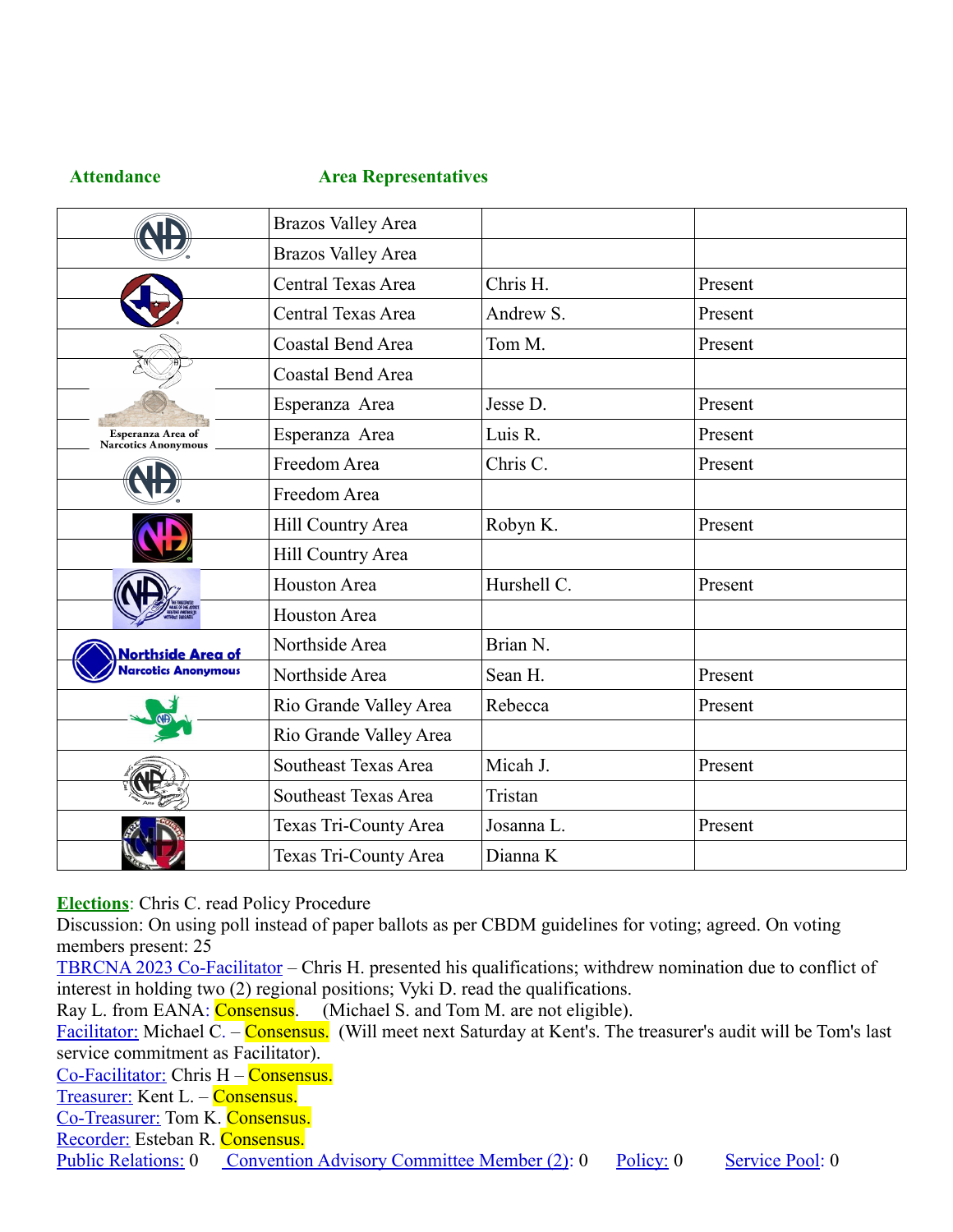**Attendance** **Area Representatives**

| | | | |
|---|---|---|---|
| | Brazos Valley Area | | |
| | Brazos Valley Area | | |
| | Central Texas Area | Chris H. | Present |
| | Central Texas Area | Andrew S. | Present |
| | Coastal Bend Area | Tom M. | Present |
| | Coastal Bend Area | | |
| | Esperanza Area | Jesse D. | Present |
| Esperanza Area of Narcotics Anonymous | Esperanza Area | Luis R. | Present |
| | Freedom Area | Chris C. | Present |
| | Freedom Area | | |
| | Hill Country Area | Robyn K. | Present |
| | Hill Country Area | | |
| | Houston Area | Hurshell C. | Present |
| | Houston Area | | |
| Northside Area of Narcotics Anonymous | Northside Area | Brian N. | |
| | Northside Area | Sean H. | Present |
| | Rio Grande Valley Area | Rebecca | Present |
| | Rio Grande Valley Area | | |
| | Southeast Texas Area | Micah J. | Present |
| | Southeast Texas Area | Tristan | |
| | Texas Tri-County Area | Josanna L. | Present |
| | Texas Tri-County Area | Dianna K | |

**Elections**: Chris C. read Policy Procedure

Discussion: On using poll instead of paper ballots as per CBDM guidelines for voting; agreed. On voting members present: 25

TBRCNA 2023 Co-Facilitator – Chris H. presented his qualifications; withdrew nomination due to conflict of interest in holding two (2) regional positions; Vyki D. read the qualifications.

Ray L. from EANA: Consensus. (Michael S. and Tom M. are not eligible).

Facilitator: Michael C. – Consensus. (Will meet next Saturday at Kent's. The treasurer's audit will be Tom's last service commitment as Facilitator).

Co-Facilitator: Chris H – Consensus.

Treasurer: Kent L. – Consensus.

Co-Treasurer: Tom K. Consensus.

Recorder: Esteban R. Consensus.

Public Relations: 0 Convention Advisory Committee Member (2): 0 Policy: 0 Service Pool: 0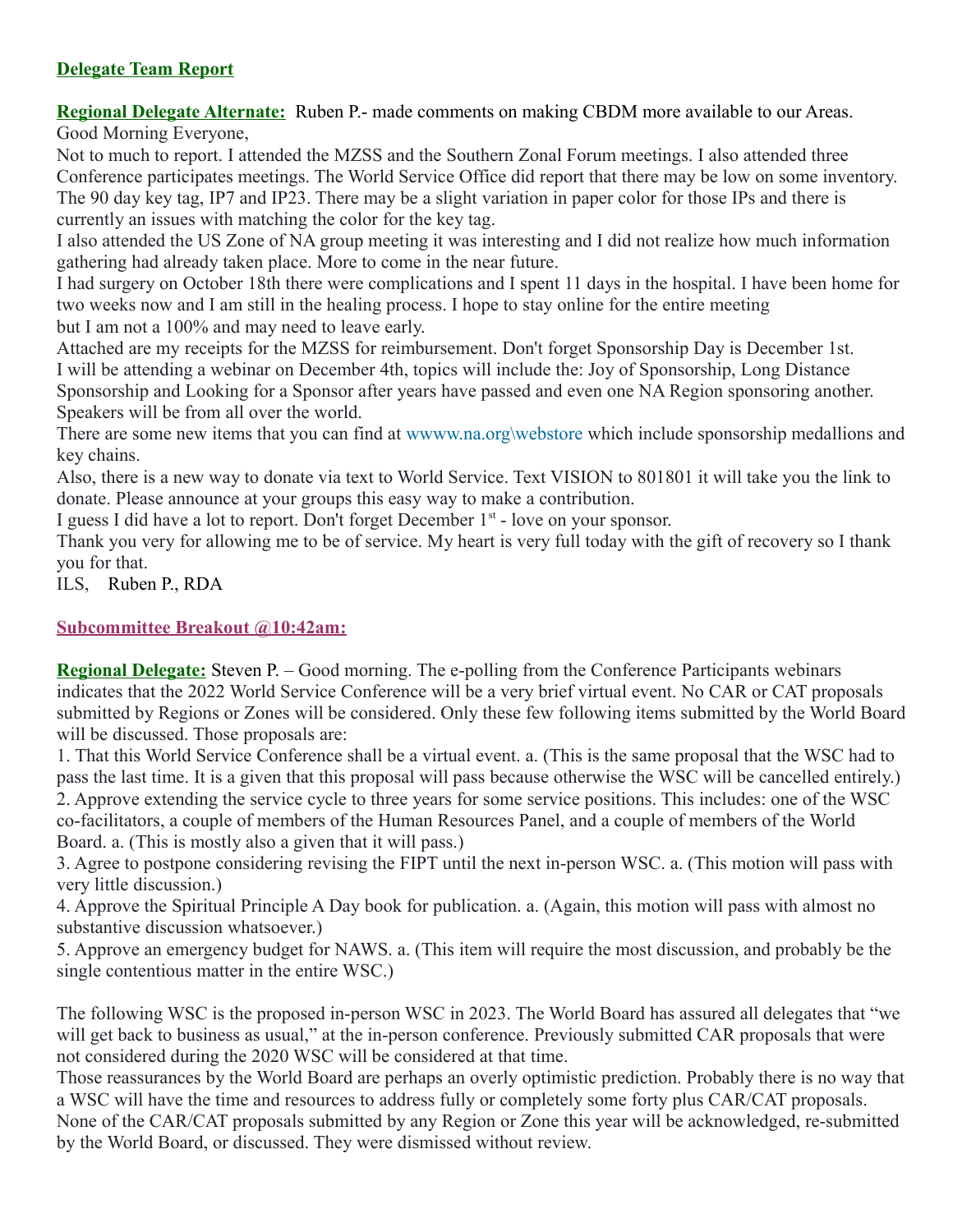## Delegate Team Report

**Regional Delegate Alternate:** Ruben P.- made comments on making CBDM more available to our Areas.

Good Morning Everyone,

Not to much to report. I attended the MZSS and the Southern Zonal Forum meetings. I also attended three Conference participates meetings. The World Service Office did report that there may be low on some inventory. The 90 day key tag, IP7 and IP23. There may be a slight variation in paper color for those IPs and there is currently an issues with matching the color for the key tag.

I also attended the US Zone of NA group meeting it was interesting and I did not realize how much information gathering had already taken place. More to come in the near future.

I had surgery on October 18th there were complications and I spent 11 days in the hospital. I have been home for two weeks now and I am still in the healing process. I hope to stay online for the entire meeting but I am not a 100% and may need to leave early.

Attached are my receipts for the MZSS for reimbursement. Don't forget Sponsorship Day is December 1st. I will be attending a webinar on December 4th, topics will include the: Joy of Sponsorship, Long Distance Sponsorship and Looking for a Sponsor after years have passed and even one NA Region sponsoring another. Speakers will be from all over the world.

There are some new items that you can find at wwww.na.org\webstore which include sponsorship medallions and key chains.

Also, there is a new way to donate via text to World Service. Text VISION to 801801 it will take you the link to donate. Please announce at your groups this easy way to make a contribution.

I guess I did have a lot to report. Don't forget December 1st - love on your sponsor.

Thank you very for allowing me to be of service. My heart is very full today with the gift of recovery so I thank you for that.

ILS, Ruben P., RDA

**Subcommittee Breakout @10:42am:**

**Regional Delegate:** Steven P. – Good morning. The e-polling from the Conference Participants webinars indicates that the 2022 World Service Conference will be a very brief virtual event. No CAR or CAT proposals submitted by Regions or Zones will be considered. Only these few following items submitted by the World Board will be discussed. Those proposals are:

1. That this World Service Conference shall be a virtual event. a. (This is the same proposal that the WSC had to pass the last time. It is a given that this proposal will pass because otherwise the WSC will be cancelled entirely.)
2. Approve extending the service cycle to three years for some service positions. This includes: one of the WSC co-facilitators, a couple of members of the Human Resources Panel, and a couple of members of the World Board. a. (This is mostly also a given that it will pass.)
3. Agree to postpone considering revising the FIPT until the next in-person WSC. a. (This motion will pass with very little discussion.)
4. Approve the Spiritual Principle A Day book for publication. a. (Again, this motion will pass with almost no substantive discussion whatsoever.)
5. Approve an emergency budget for NAWS. a. (This item will require the most discussion, and probably be the single contentious matter in the entire WSC.)

The following WSC is the proposed in-person WSC in 2023. The World Board has assured all delegates that "we will get back to business as usual," at the in-person conference. Previously submitted CAR proposals that were not considered during the 2020 WSC will be considered at that time.

Those reassurances by the World Board are perhaps an overly optimistic prediction. Probably there is no way that a WSC will have the time and resources to address fully or completely some forty plus CAR/CAT proposals. None of the CAR/CAT proposals submitted by any Region or Zone this year will be acknowledged, re-submitted by the World Board, or discussed. They were dismissed without review.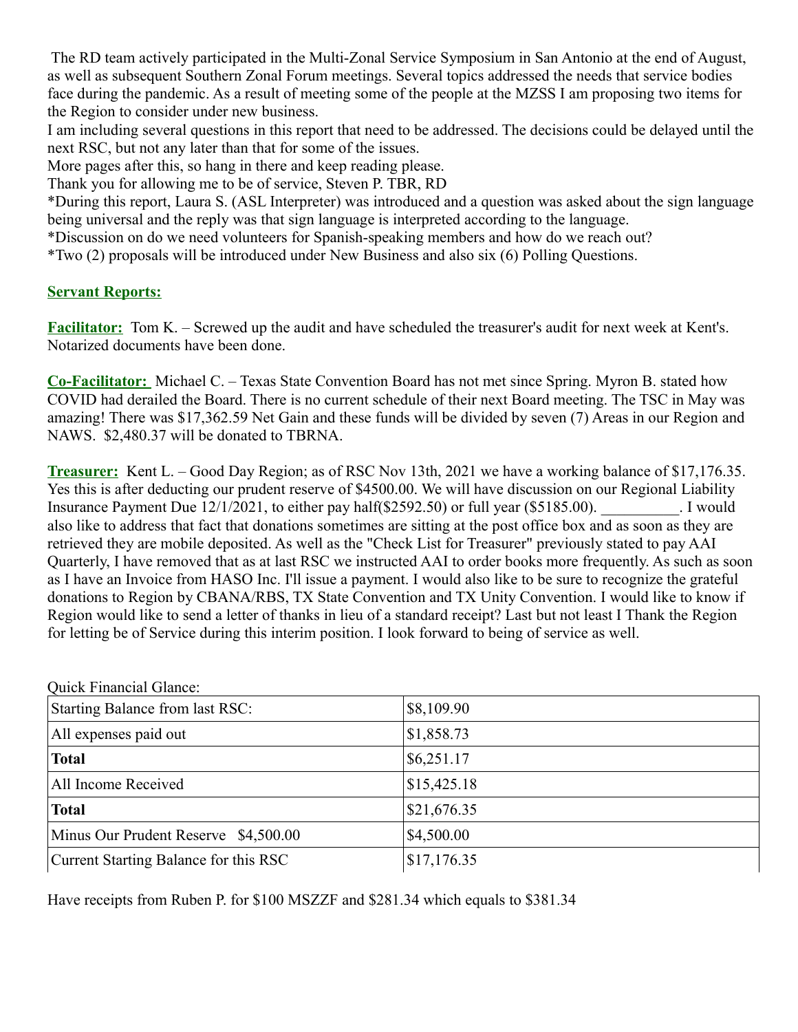The RD team actively participated in the Multi-Zonal Service Symposium in San Antonio at the end of August, as well as subsequent Southern Zonal Forum meetings. Several topics addressed the needs that service bodies face during the pandemic. As a result of meeting some of the people at the MZSS I am proposing two items for the Region to consider under new business.

I am including several questions in this report that need to be addressed. The decisions could be delayed until the next RSC, but not any later than that for some of the issues.

More pages after this, so hang in there and keep reading please.

Thank you for allowing me to be of service, Steven P. TBR, RD

*During this report, Laura S. (ASL Interpreter) was introduced and a question was asked about the sign language being universal and the reply was that sign language is interpreted according to the language.

*Discussion on do we need volunteers for Spanish-speaking members and how do we reach out?

*Two (2) proposals will be introduced under New Business and also six (6) Polling Questions.

## Servant Reports:

**Facilitator:** Tom K. – Screwed up the audit and have scheduled the treasurer's audit for next week at Kent's. Notarized documents have been done.

**Co-Facilitator:** Michael C. – Texas State Convention Board has not met since Spring. Myron B. stated how COVID had derailed the Board. There is no current schedule of their next Board meeting. The TSC in May was amazing! There was $17,362.59 Net Gain and these funds will be divided by seven (7) Areas in our Region and NAWS. $2,480.37 will be donated to TBRNA.

**Treasurer:** Kent L. – Good Day Region; as of RSC Nov 13th, 2021 we have a working balance of $17,176.35. Yes this is after deducting our prudent reserve of $4500.00. We will have discussion on our Regional Liability Insurance Payment Due 12/1/2021, to either pay half($2592.50) or full year ($5185.00). __________. I would also like to address that fact that donations sometimes are sitting at the post office box and as soon as they are retrieved they are mobile deposited. As well as the "Check List for Treasurer" previously stated to pay AAI Quarterly, I have removed that as at last RSC we instructed AAI to order books more frequently. As such as soon as I have an Invoice from HASO Inc. I'll issue a payment. I would also like to be sure to recognize the grateful donations to Region by CBANA/RBS, TX State Convention and TX Unity Convention. I would like to know if Region would like to send a letter of thanks in lieu of a standard receipt? Last but not least I Thank the Region for letting be of Service during this interim position. I look forward to being of service as well.

Quick Financial Glance:

| | |
|---|---|
| Starting Balance from last RSC: | $8,109.90 |
| All expenses paid out | $1,858.73 |
| **Total** | $6,251.17 |
| All Income Received | $15,425.18 |
| **Total** | $21,676.35 |
| Minus Our Prudent Reserve $4,500.00 | $4,500.00 |
| Current Starting Balance for this RSC | $17,176.35 |

Have receipts from Ruben P. for $100 MSZZF and $281.34 which equals to $381.34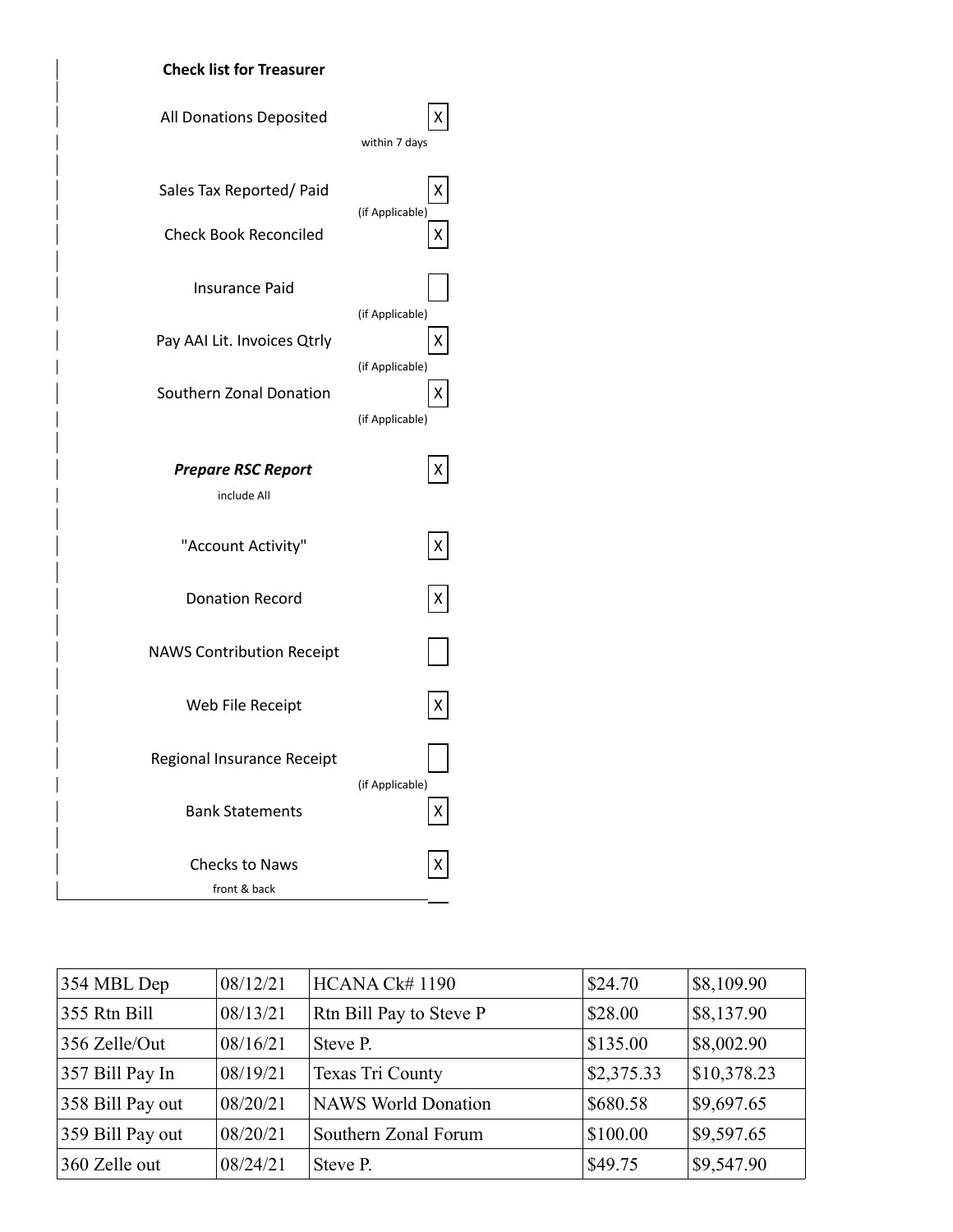**Check list for Treasurer**

| Item | Done |
|---|---|
| All Donations Deposited (within 7 days) | X |
| Sales Tax Reported/ Paid (if Applicable) | X |
| Check Book Reconciled | X |
| Insurance Paid (if Applicable) | |
| Pay AAI Lit. Invoices Qtrly (if Applicable) | X |
| Southern Zonal Donation (if Applicable) | X |
| ***Prepare RSC Report*** include All | X |
| "Account Activity" | X |
| Donation Record | X |
| NAWS Contribution Receipt | |
| Web File Receipt | X |
| Regional Insurance Receipt (if Applicable) | |
| Bank Statements | X |
| Checks to Naws front & back | X |

| | | | | |
|---|---|---|---|---|
| 354 MBL Dep | 08/12/21 | HCANA Ck# 1190 | $24.70 | $8,109.90 |
| 355 Rtn Bill | 08/13/21 | Rtn Bill Pay to Steve P | $28.00 | $8,137.90 |
| 356 Zelle/Out | 08/16/21 | Steve P. | $135.00 | $8,002.90 |
| 357 Bill Pay In | 08/19/21 | Texas Tri County | $2,375.33 | $10,378.23 |
| 358 Bill Pay out | 08/20/21 | NAWS World Donation | $680.58 | $9,697.65 |
| 359 Bill Pay out | 08/20/21 | Southern Zonal Forum | $100.00 | $9,597.65 |
| 360 Zelle out | 08/24/21 | Steve P. | $49.75 | $9,547.90 |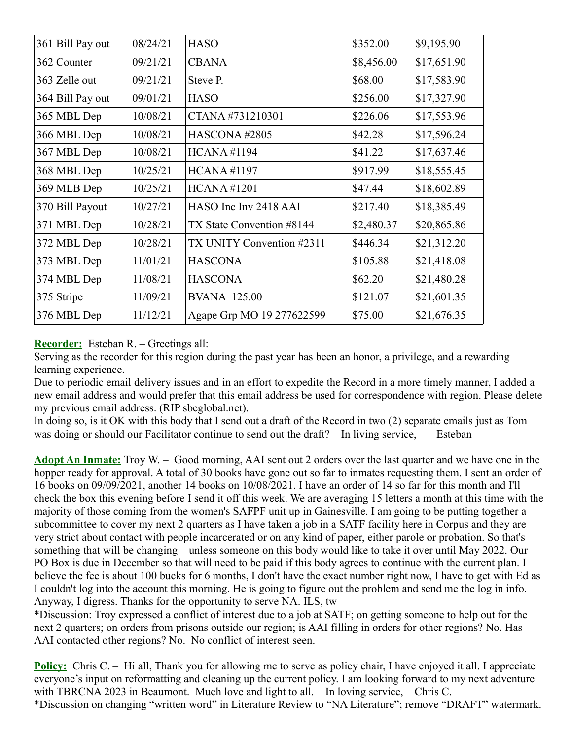| 361 Bill Pay out | 08/24/21 | HASO | $352.00 | $9,195.90 |
|---|---|---|---|---|
| 362 Counter | 09/21/21 | CBANA | $8,456.00 | $17,651.90 |
| 363 Zelle out | 09/21/21 | Steve P. | $68.00 | $17,583.90 |
| 364 Bill Pay out | 09/01/21 | HASO | $256.00 | $17,327.90 |
| 365 MBL Dep | 10/08/21 | CTANA #731210301 | $226.06 | $17,553.96 |
| 366 MBL Dep | 10/08/21 | HASCONA #2805 | $42.28 | $17,596.24 |
| 367 MBL Dep | 10/08/21 | HCANA #1194 | $41.22 | $17,637.46 |
| 368 MBL Dep | 10/25/21 | HCANA #1197 | $917.99 | $18,555.45 |
| 369 MLB Dep | 10/25/21 | HCANA #1201 | $47.44 | $18,602.89 |
| 370 Bill Payout | 10/27/21 | HASO Inc Inv 2418 AAI | $217.40 | $18,385.49 |
| 371 MBL Dep | 10/28/21 | TX State Convention #8144 | $2,480.37 | $20,865.86 |
| 372 MBL Dep | 10/28/21 | TX UNITY Convention #2311 | $446.34 | $21,312.20 |
| 373 MBL Dep | 11/01/21 | HASCONA | $105.88 | $21,418.08 |
| 374 MBL Dep | 11/08/21 | HASCONA | $62.20 | $21,480.28 |
| 375 Stripe | 11/09/21 | BVANA 125.00 | $121.07 | $21,601.35 |
| 376 MBL Dep | 11/12/21 | Agape Grp MO 19 277622599 | $75.00 | $21,676.35 |

**Recorder:** Esteban R. – Greetings all:
Serving as the recorder for this region during the past year has been an honor, a privilege, and a rewarding learning experience.
Due to periodic email delivery issues and in an effort to expedite the Record in a more timely manner, I added a new email address and would prefer that this email address be used for correspondence with region. Please delete my previous email address. (RIP sbcglobal.net).
In doing so, is it OK with this body that I send out a draft of the Record in two (2) separate emails just as Tom was doing or should our Facilitator continue to send out the draft? In living service, Esteban

**Adopt An Inmate:** Troy W. – Good morning, AAI sent out 2 orders over the last quarter and we have one in the hopper ready for approval. A total of 30 books have gone out so far to inmates requesting them. I sent an order of 16 books on 09/09/2021, another 14 books on 10/08/2021. I have an order of 14 so far for this month and I'll check the box this evening before I send it off this week. We are averaging 15 letters a month at this time with the majority of those coming from the women's SAFPF unit up in Gainesville. I am going to be putting together a subcommittee to cover my next 2 quarters as I have taken a job in a SATF facility here in Corpus and they are very strict about contact with people incarcerated or on any kind of paper, either parole or probation. So that's something that will be changing – unless someone on this body would like to take it over until May 2022. Our PO Box is due in December so that will need to be paid if this body agrees to continue with the current plan. I believe the fee is about 100 bucks for 6 months, I don't have the exact number right now, I have to get with Ed as I couldn't log into the account this morning. He is going to figure out the problem and send me the log in info. Anyway, I digress. Thanks for the opportunity to serve NA. ILS, tw
*Discussion: Troy expressed a conflict of interest due to a job at SATF; on getting someone to help out for the next 2 quarters; on orders from prisons outside our region; is AAI filling in orders for other regions? No. Has AAI contacted other regions? No. No conflict of interest seen.

**Policy:** Chris C. – Hi all, Thank you for allowing me to serve as policy chair, I have enjoyed it all. I appreciate everyone's input on reformatting and cleaning up the current policy. I am looking forward to my next adventure with TBRCNA 2023 in Beaumont. Much love and light to all. In loving service, Chris C.
*Discussion on changing "written word" in Literature Review to "NA Literature"; remove "DRAFT" watermark.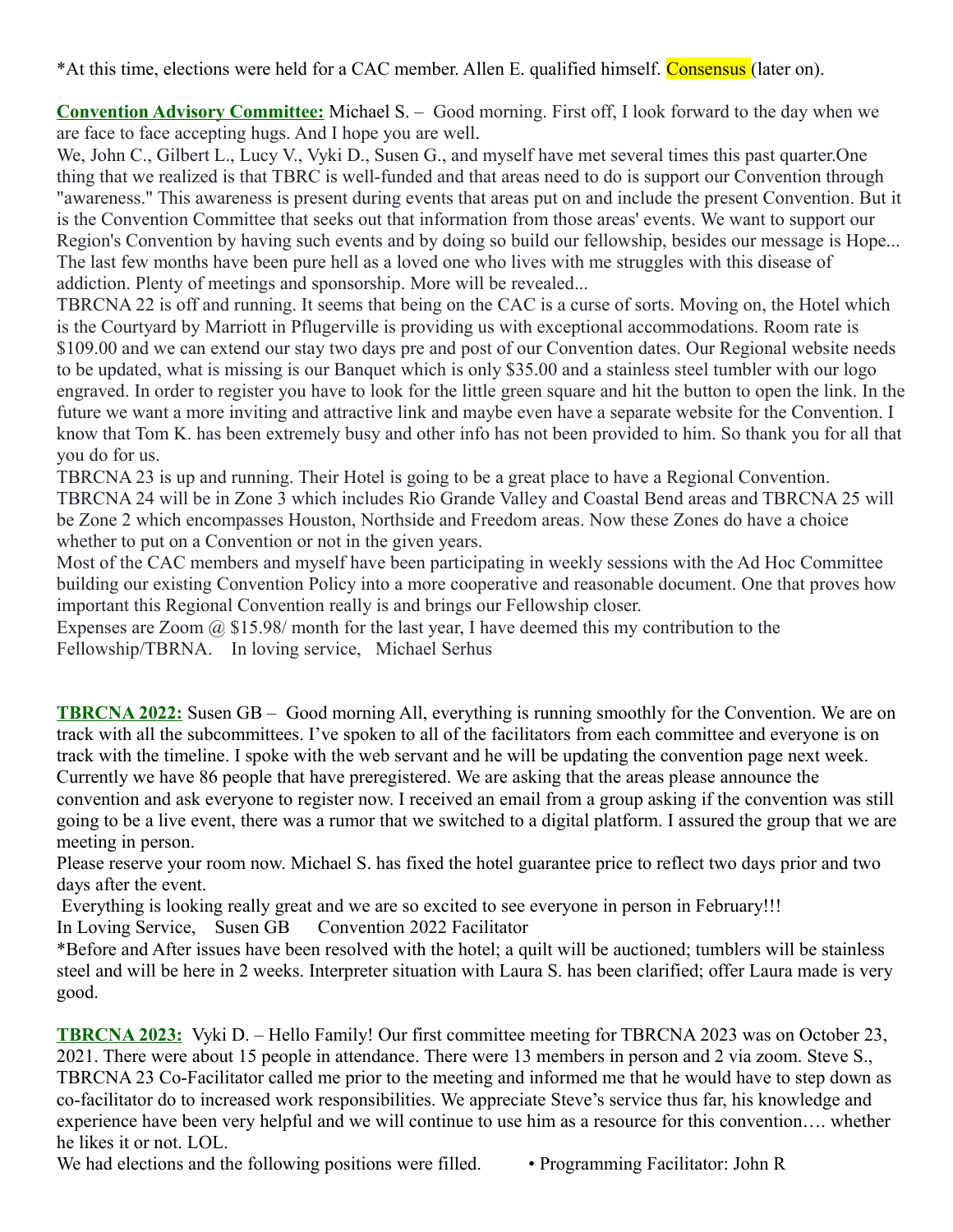*At this time, elections were held for a CAC member. Allen E. qualified himself. Consensus (later on).

**Convention Advisory Committee:** Michael S. – Good morning. First off, I look forward to the day when we are face to face accepting hugs. And I hope you are well.
We, John C., Gilbert L., Lucy V., Vyki D., Susen G., and myself have met several times this past quarter.One thing that we realized is that TBRC is well-funded and that areas need to do is support our Convention through "awareness." This awareness is present during events that areas put on and include the present Convention. But it is the Convention Committee that seeks out that information from those areas' events. We want to support our Region's Convention by having such events and by doing so build our fellowship, besides our message is Hope... The last few months have been pure hell as a loved one who lives with me struggles with this disease of addiction. Plenty of meetings and sponsorship. More will be revealed...
TBRCNA 22 is off and running. It seems that being on the CAC is a curse of sorts. Moving on, the Hotel which is the Courtyard by Marriott in Pflugerville is providing us with exceptional accommodations. Room rate is $109.00 and we can extend our stay two days pre and post of our Convention dates. Our Regional website needs to be updated, what is missing is our Banquet which is only $35.00 and a stainless steel tumbler with our logo engraved. In order to register you have to look for the little green square and hit the button to open the link. In the future we want a more inviting and attractive link and maybe even have a separate website for the Convention. I know that Tom K. has been extremely busy and other info has not been provided to him. So thank you for all that you do for us.
TBRCNA 23 is up and running. Their Hotel is going to be a great place to have a Regional Convention. TBRCNA 24 will be in Zone 3 which includes Rio Grande Valley and Coastal Bend areas and TBRCNA 25 will be Zone 2 which encompasses Houston, Northside and Freedom areas. Now these Zones do have a choice whether to put on a Convention or not in the given years.
Most of the CAC members and myself have been participating in weekly sessions with the Ad Hoc Committee building our existing Convention Policy into a more cooperative and reasonable document. One that proves how important this Regional Convention really is and brings our Fellowship closer.
Expenses are Zoom @ $15.98/ month for the last year, I have deemed this my contribution to the Fellowship/TBRNA. In loving service, Michael Serhus

**TBRCNA 2022:** Susen GB – Good morning All, everything is running smoothly for the Convention. We are on track with all the subcommittees. I've spoken to all of the facilitators from each committee and everyone is on track with the timeline. I spoke with the web servant and he will be updating the convention page next week. Currently we have 86 people that have preregistered. We are asking that the areas please announce the convention and ask everyone to register now. I received an email from a group asking if the convention was still going to be a live event, there was a rumor that we switched to a digital platform. I assured the group that we are meeting in person.
Please reserve your room now. Michael S. has fixed the hotel guarantee price to reflect two days prior and two days after the event.
Everything is looking really great and we are so excited to see everyone in person in February!!!
In Loving Service, Susen GB Convention 2022 Facilitator
*Before and After issues have been resolved with the hotel; a quilt will be auctioned; tumblers will be stainless steel and will be here in 2 weeks. Interpreter situation with Laura S. has been clarified; offer Laura made is very good.

**TBRCNA 2023:** Vyki D. – Hello Family! Our first committee meeting for TBRCNA 2023 was on October 23, 2021. There were about 15 people in attendance. There were 13 members in person and 2 via zoom. Steve S., TBRCNA 23 Co-Facilitator called me prior to the meeting and informed me that he would have to step down as co-facilitator do to increased work responsibilities. We appreciate Steve's service thus far, his knowledge and experience have been very helpful and we will continue to use him as a resource for this convention…. whether he likes it or not. LOL.
We had elections and the following positions were filled.

- Programming Facilitator: John R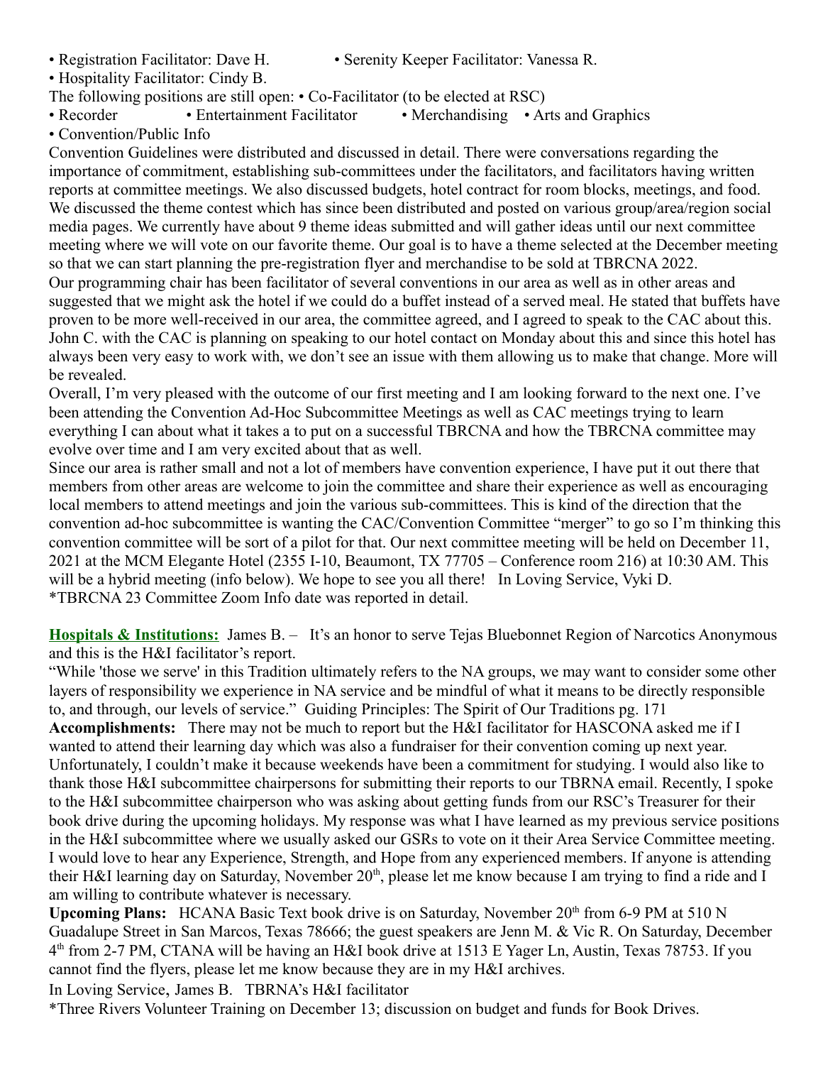• Registration Facilitator: Dave H.  • Serenity Keeper Facilitator: Vanessa R.
• Hospitality Facilitator: Cindy B.
The following positions are still open: • Co-Facilitator (to be elected at RSC)
• Recorder  • Entertainment Facilitator  • Merchandising  • Arts and Graphics
• Convention/Public Info

Convention Guidelines were distributed and discussed in detail. There were conversations regarding the importance of commitment, establishing sub-committees under the facilitators, and facilitators having written reports at committee meetings. We also discussed budgets, hotel contract for room blocks, meetings, and food. We discussed the theme contest which has since been distributed and posted on various group/area/region social media pages. We currently have about 9 theme ideas submitted and will gather ideas until our next committee meeting where we will vote on our favorite theme. Our goal is to have a theme selected at the December meeting so that we can start planning the pre-registration flyer and merchandise to be sold at TBRCNA 2022.

Our programming chair has been facilitator of several conventions in our area as well as in other areas and suggested that we might ask the hotel if we could do a buffet instead of a served meal. He stated that buffets have proven to be more well-received in our area, the committee agreed, and I agreed to speak to the CAC about this. John C. with the CAC is planning on speaking to our hotel contact on Monday about this and since this hotel has always been very easy to work with, we don't see an issue with them allowing us to make that change. More will be revealed.

Overall, I'm very pleased with the outcome of our first meeting and I am looking forward to the next one. I've been attending the Convention Ad-Hoc Subcommittee Meetings as well as CAC meetings trying to learn everything I can about what it takes a to put on a successful TBRCNA and how the TBRCNA committee may evolve over time and I am very excited about that as well.

Since our area is rather small and not a lot of members have convention experience, I have put it out there that members from other areas are welcome to join the committee and share their experience as well as encouraging local members to attend meetings and join the various sub-committees. This is kind of the direction that the convention ad-hoc subcommittee is wanting the CAC/Convention Committee "merger" to go so I'm thinking this convention committee will be sort of a pilot for that. Our next committee meeting will be held on December 11, 2021 at the MCM Elegante Hotel (2355 I-10, Beaumont, TX 77705 – Conference room 216) at 10:30 AM. This will be a hybrid meeting (info below). We hope to see you all there! In Loving Service, Vyki D.

*TBRCNA 23 Committee Zoom Info date was reported in detail.

**Hospitals & Institutions:** James B. – It's an honor to serve Tejas Bluebonnet Region of Narcotics Anonymous and this is the H&I facilitator's report.

"While 'those we serve' in this Tradition ultimately refers to the NA groups, we may want to consider some other layers of responsibility we experience in NA service and be mindful of what it means to be directly responsible to, and through, our levels of service." Guiding Principles: The Spirit of Our Traditions pg. 171

**Accomplishments:** There may not be much to report but the H&I facilitator for HASCONA asked me if I wanted to attend their learning day which was also a fundraiser for their convention coming up next year. Unfortunately, I couldn't make it because weekends have been a commitment for studying. I would also like to thank those H&I subcommittee chairpersons for submitting their reports to our TBRNA email. Recently, I spoke to the H&I subcommittee chairperson who was asking about getting funds from our RSC's Treasurer for their book drive during the upcoming holidays. My response was what I have learned as my previous service positions in the H&I subcommittee where we usually asked our GSRs to vote on it their Area Service Committee meeting. I would love to hear any Experience, Strength, and Hope from any experienced members. If anyone is attending their H&I learning day on Saturday, November 20th, please let me know because I am trying to find a ride and I am willing to contribute whatever is necessary.

**Upcoming Plans:** HCANA Basic Text book drive is on Saturday, November 20th from 6-9 PM at 510 N Guadalupe Street in San Marcos, Texas 78666; the guest speakers are Jenn M. & Vic R. On Saturday, December 4th from 2-7 PM, CTANA will be having an H&I book drive at 1513 E Yager Ln, Austin, Texas 78753. If you cannot find the flyers, please let me know because they are in my H&I archives.

In Loving Service, James B. TBRNA's H&I facilitator

*Three Rivers Volunteer Training on December 13; discussion on budget and funds for Book Drives.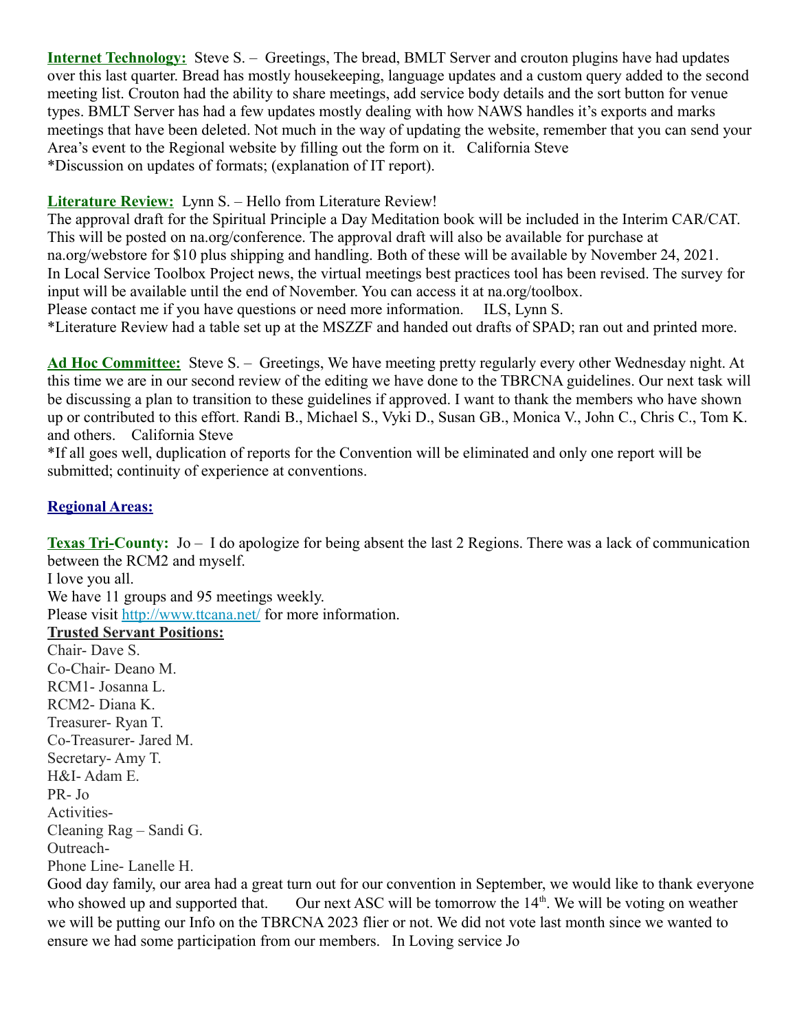**Internet Technology:** Steve S. – Greetings, The bread, BMLT Server and crouton plugins have had updates over this last quarter. Bread has mostly housekeeping, language updates and a custom query added to the second meeting list. Crouton had the ability to share meetings, add service body details and the sort button for venue types. BMLT Server has had a few updates mostly dealing with how NAWS handles it's exports and marks meetings that have been deleted. Not much in the way of updating the website, remember that you can send your Area's event to the Regional website by filling out the form on it. California Steve
*Discussion on updates of formats; (explanation of IT report).

**Literature Review:** Lynn S. – Hello from Literature Review!
The approval draft for the Spiritual Principle a Day Meditation book will be included in the Interim CAR/CAT. This will be posted on na.org/conference. The approval draft will also be available for purchase at na.org/webstore for $10 plus shipping and handling. Both of these will be available by November 24, 2021.
In Local Service Toolbox Project news, the virtual meetings best practices tool has been revised. The survey for input will be available until the end of November. You can access it at na.org/toolbox.
Please contact me if you have questions or need more information. ILS, Lynn S.
*Literature Review had a table set up at the MSZZF and handed out drafts of SPAD; ran out and printed more.

**Ad Hoc Committee:** Steve S. – Greetings, We have meeting pretty regularly every other Wednesday night. At this time we are in our second review of the editing we have done to the TBRCNA guidelines. Our next task will be discussing a plan to transition to these guidelines if approved. I want to thank the members who have shown up or contributed to this effort. Randi B., Michael S., Vyki D., Susan GB., Monica V., John C., Chris C., Tom K. and others. California Steve
*If all goes well, duplication of reports for the Convention will be eliminated and only one report will be submitted; continuity of experience at conventions.

## Regional Areas:

**Texas Tri-County:** Jo – I do apologize for being absent the last 2 Regions. There was a lack of communication between the RCM2 and myself.
I love you all.
We have 11 groups and 95 meetings weekly.
Please visit http://www.ttcana.net/ for more information.

**Trusted Servant Positions:**
Chair- Dave S.
Co-Chair- Deano M.
RCM1- Josanna L.
RCM2- Diana K.
Treasurer- Ryan T.
Co-Treasurer- Jared M.
Secretary- Amy T.
H&I- Adam E.
PR- Jo
Activities-
Cleaning Rag – Sandi G.
Outreach-
Phone Line- Lanelle H.

Good day family, our area had a great turn out for our convention in September, we would like to thank everyone who showed up and supported that. Our next ASC will be tomorrow the 14th. We will be voting on weather we will be putting our Info on the TBRCNA 2023 flier or not. We did not vote last month since we wanted to ensure we had some participation from our members. In Loving service Jo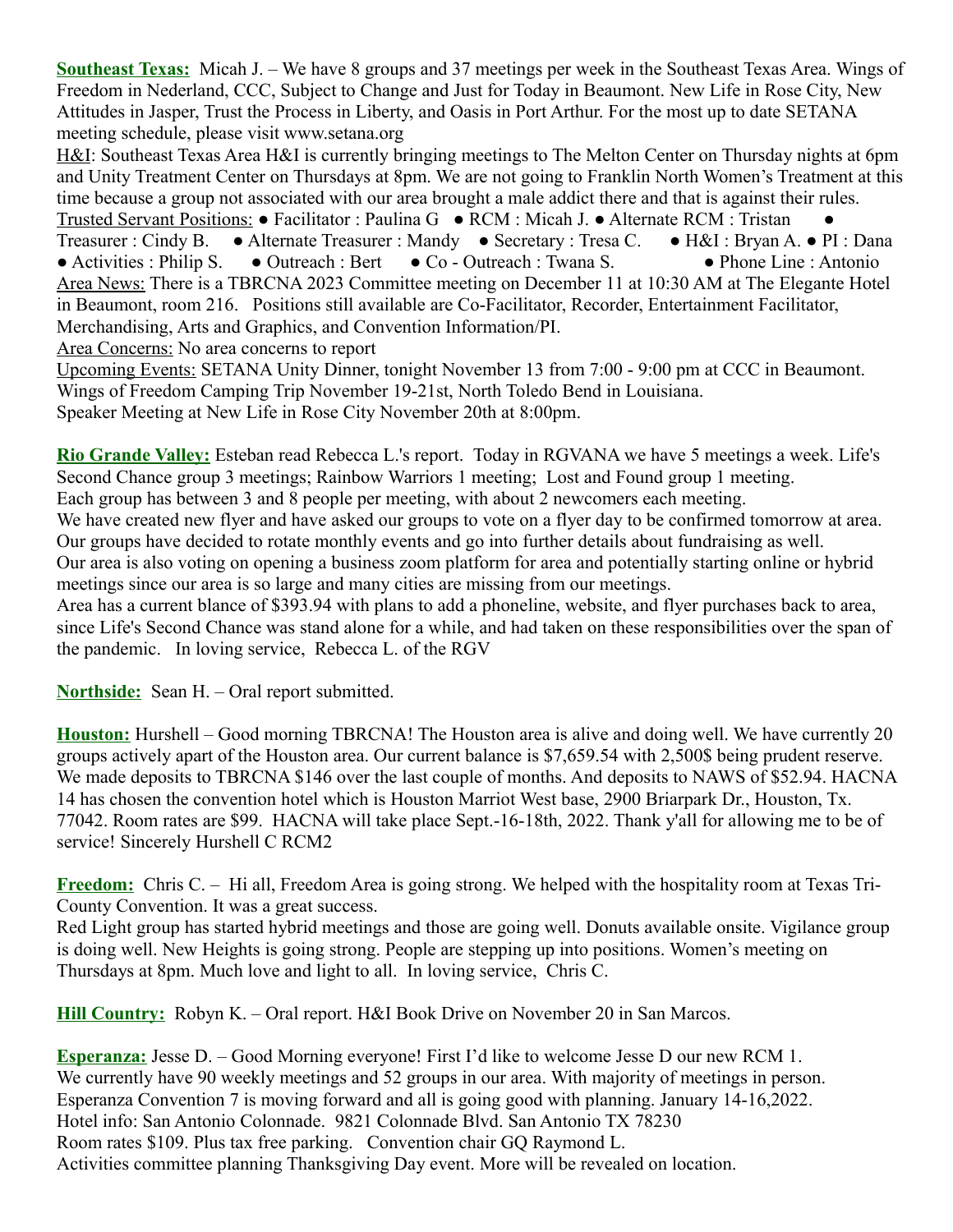**Southeast Texas:** Micah J. – We have 8 groups and 37 meetings per week in the Southeast Texas Area. Wings of Freedom in Nederland, CCC, Subject to Change and Just for Today in Beaumont. New Life in Rose City, New Attitudes in Jasper, Trust the Process in Liberty, and Oasis in Port Arthur. For the most up to date SETANA meeting schedule, please visit www.setana.org

H&I: Southeast Texas Area H&I is currently bringing meetings to The Melton Center on Thursday nights at 6pm and Unity Treatment Center on Thursdays at 8pm. We are not going to Franklin North Women's Treatment at this time because a group not associated with our area brought a male addict there and that is against their rules.

Trusted Servant Positions: ● Facilitator : Paulina G ● RCM : Micah J. ● Alternate RCM : Tristan ● Treasurer : Cindy B. ● Alternate Treasurer : Mandy ● Secretary : Tresa C. ● H&I : Bryan A. ● PI : Dana ● Activities : Philip S. ● Outreach : Bert ● Co - Outreach : Twana S. ● Phone Line : Antonio

Area News: There is a TBRCNA 2023 Committee meeting on December 11 at 10:30 AM at The Elegante Hotel in Beaumont, room 216. Positions still available are Co-Facilitator, Recorder, Entertainment Facilitator, Merchandising, Arts and Graphics, and Convention Information/PI.

Area Concerns: No area concerns to report

Upcoming Events: SETANA Unity Dinner, tonight November 13 from 7:00 - 9:00 pm at CCC in Beaumont.
Wings of Freedom Camping Trip November 19-21st, North Toledo Bend in Louisiana.
Speaker Meeting at New Life in Rose City November 20th at 8:00pm.

**Rio Grande Valley:** Esteban read Rebecca L.'s report. Today in RGVANA we have 5 meetings a week. Life's Second Chance group 3 meetings; Rainbow Warriors 1 meeting; Lost and Found group 1 meeting.
Each group has between 3 and 8 people per meeting, with about 2 newcomers each meeting.
We have created new flyer and have asked our groups to vote on a flyer day to be confirmed tomorrow at area.
Our groups have decided to rotate monthly events and go into further details about fundraising as well.
Our area is also voting on opening a business zoom platform for area and potentially starting online or hybrid meetings since our area is so large and many cities are missing from our meetings.
Area has a current blance of $393.94 with plans to add a phoneline, website, and flyer purchases back to area, since Life's Second Chance was stand alone for a while, and had taken on these responsibilities over the span of the pandemic. In loving service, Rebecca L. of the RGV

**Northside:** Sean H. – Oral report submitted.

**Houston:** Hurshell – Good morning TBRCNA! The Houston area is alive and doing well. We have currently 20 groups actively apart of the Houston area. Our current balance is $7,659.54 with 2,500$ being prudent reserve. We made deposits to TBRCNA $146 over the last couple of months. And deposits to NAWS of $52.94. HACNA 14 has chosen the convention hotel which is Houston Marriot West base, 2900 Briarpark Dr., Houston, Tx. 77042. Room rates are $99. HACNA will take place Sept.-16-18th, 2022. Thank y'all for allowing me to be of service! Sincerely Hurshell C RCM2

**Freedom:** Chris C. – Hi all, Freedom Area is going strong. We helped with the hospitality room at Texas Tri-County Convention. It was a great success.
Red Light group has started hybrid meetings and those are going well. Donuts available onsite. Vigilance group is doing well. New Heights is going strong. People are stepping up into positions. Women's meeting on Thursdays at 8pm. Much love and light to all. In loving service, Chris C.

**Hill Country:** Robyn K. – Oral report. H&I Book Drive on November 20 in San Marcos.

**Esperanza:** Jesse D. – Good Morning everyone! First I'd like to welcome Jesse D our new RCM 1.
We currently have 90 weekly meetings and 52 groups in our area. With majority of meetings in person.
Esperanza Convention 7 is moving forward and all is going good with planning. January 14-16,2022.
Hotel info: San Antonio Colonnade. 9821 Colonnade Blvd. San Antonio TX 78230
Room rates $109. Plus tax free parking. Convention chair GQ Raymond L.
Activities committee planning Thanksgiving Day event. More will be revealed on location.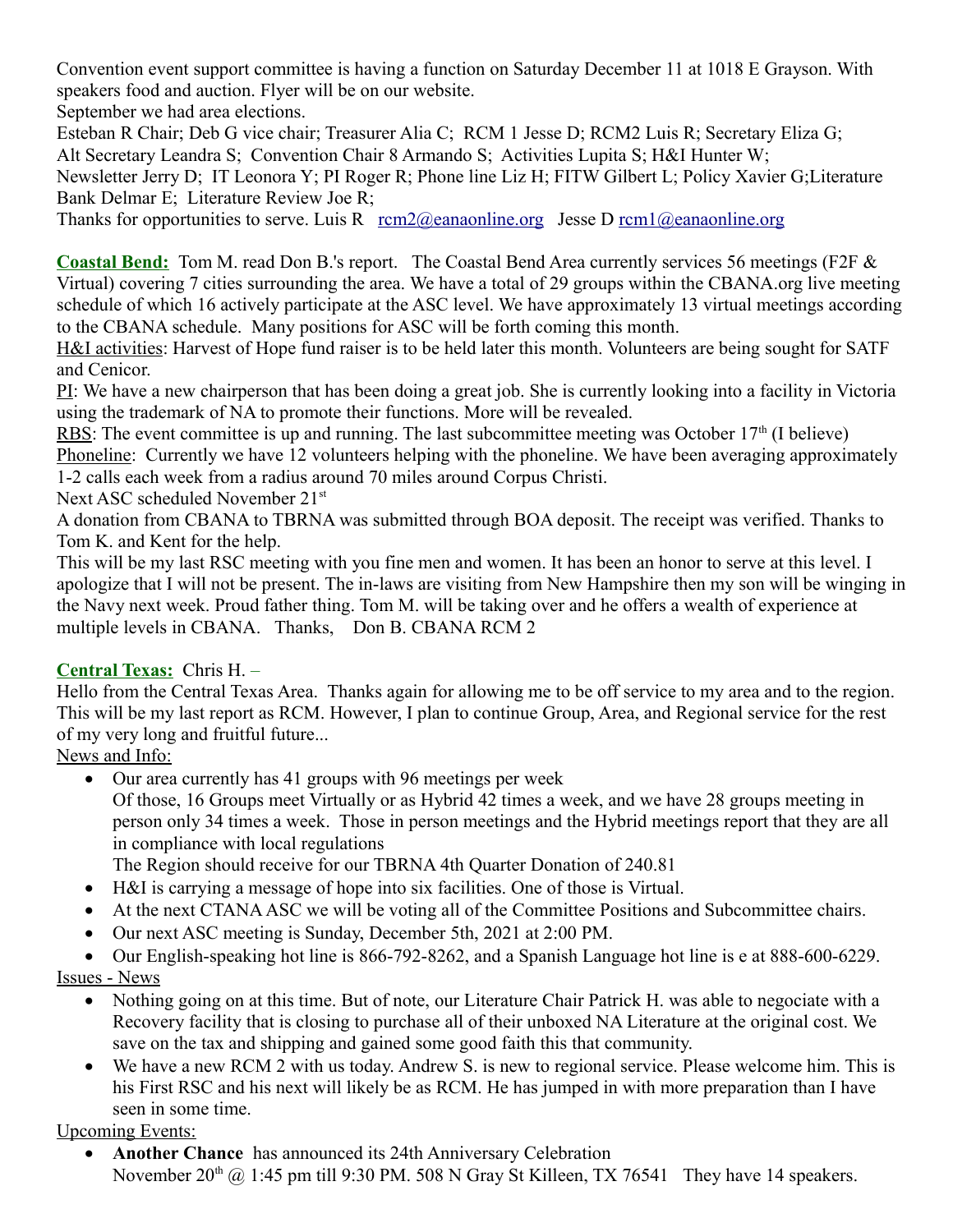Convention event support committee is having a function on Saturday December 11 at 1018 E Grayson. With speakers food and auction. Flyer will be on our website.

September we had area elections.

Esteban R Chair; Deb G vice chair; Treasurer Alia C; RCM 1 Jesse D; RCM2 Luis R; Secretary Eliza G; Alt Secretary Leandra S; Convention Chair 8 Armando S; Activities Lupita S; H&I Hunter W; Newsletter Jerry D; IT Leonora Y; PI Roger R; Phone line Liz H; FITW Gilbert L; Policy Xavier G;Literature Bank Delmar E; Literature Review Joe R;

Thanks for opportunities to serve. Luis R rcm2@eanaonline.org Jesse D rcm1@eanaonline.org

**Coastal Bend:** Tom M. read Don B.'s report. The Coastal Bend Area currently services 56 meetings (F2F & Virtual) covering 7 cities surrounding the area. We have a total of 29 groups within the CBANA.org live meeting schedule of which 16 actively participate at the ASC level. We have approximately 13 virtual meetings according to the CBANA schedule. Many positions for ASC will be forth coming this month.

H&I activities: Harvest of Hope fund raiser is to be held later this month. Volunteers are being sought for SATF and Cenicor.

PI: We have a new chairperson that has been doing a great job. She is currently looking into a facility in Victoria using the trademark of NA to promote their functions. More will be revealed.

RBS: The event committee is up and running. The last subcommittee meeting was October 17th (I believe)

Phoneline: Currently we have 12 volunteers helping with the phoneline. We have been averaging approximately 1-2 calls each week from a radius around 70 miles around Corpus Christi.

Next ASC scheduled November 21st

A donation from CBANA to TBRNA was submitted through BOA deposit. The receipt was verified. Thanks to Tom K. and Kent for the help.

This will be my last RSC meeting with you fine men and women. It has been an honor to serve at this level. I apologize that I will not be present. The in-laws are visiting from New Hampshire then my son will be winging in the Navy next week. Proud father thing. Tom M. will be taking over and he offers a wealth of experience at multiple levels in CBANA. Thanks, Don B. CBANA RCM 2

**Central Texas:** Chris H. –

Hello from the Central Texas Area. Thanks again for allowing me to be off service to my area and to the region. This will be my last report as RCM. However, I plan to continue Group, Area, and Regional service for the rest of my very long and fruitful future...

News and Info:

- Our area currently has 41 groups with 96 meetings per week
  Of those, 16 Groups meet Virtually or as Hybrid 42 times a week, and we have 28 groups meeting in person only 34 times a week. Those in person meetings and the Hybrid meetings report that they are all in compliance with local regulations
  The Region should receive for our TBRNA 4th Quarter Donation of 240.81
- H&I is carrying a message of hope into six facilities. One of those is Virtual.
- At the next CTANA ASC we will be voting all of the Committee Positions and Subcommittee chairs.
- Our next ASC meeting is Sunday, December 5th, 2021 at 2:00 PM.
- Our English-speaking hot line is 866-792-8262, and a Spanish Language hot line is e at 888-600-6229.

Issues - News

- Nothing going on at this time. But of note, our Literature Chair Patrick H. was able to negociate with a Recovery facility that is closing to purchase all of their unboxed NA Literature at the original cost. We save on the tax and shipping and gained some good faith this that community.
- We have a new RCM 2 with us today. Andrew S. is new to regional service. Please welcome him. This is his First RSC and his next will likely be as RCM. He has jumped in with more preparation than I have seen in some time.

Upcoming Events:

- **Another Chance** has announced its 24th Anniversary Celebration
  November 20th @ 1:45 pm till 9:30 PM. 508 N Gray St Killeen, TX 76541 They have 14 speakers.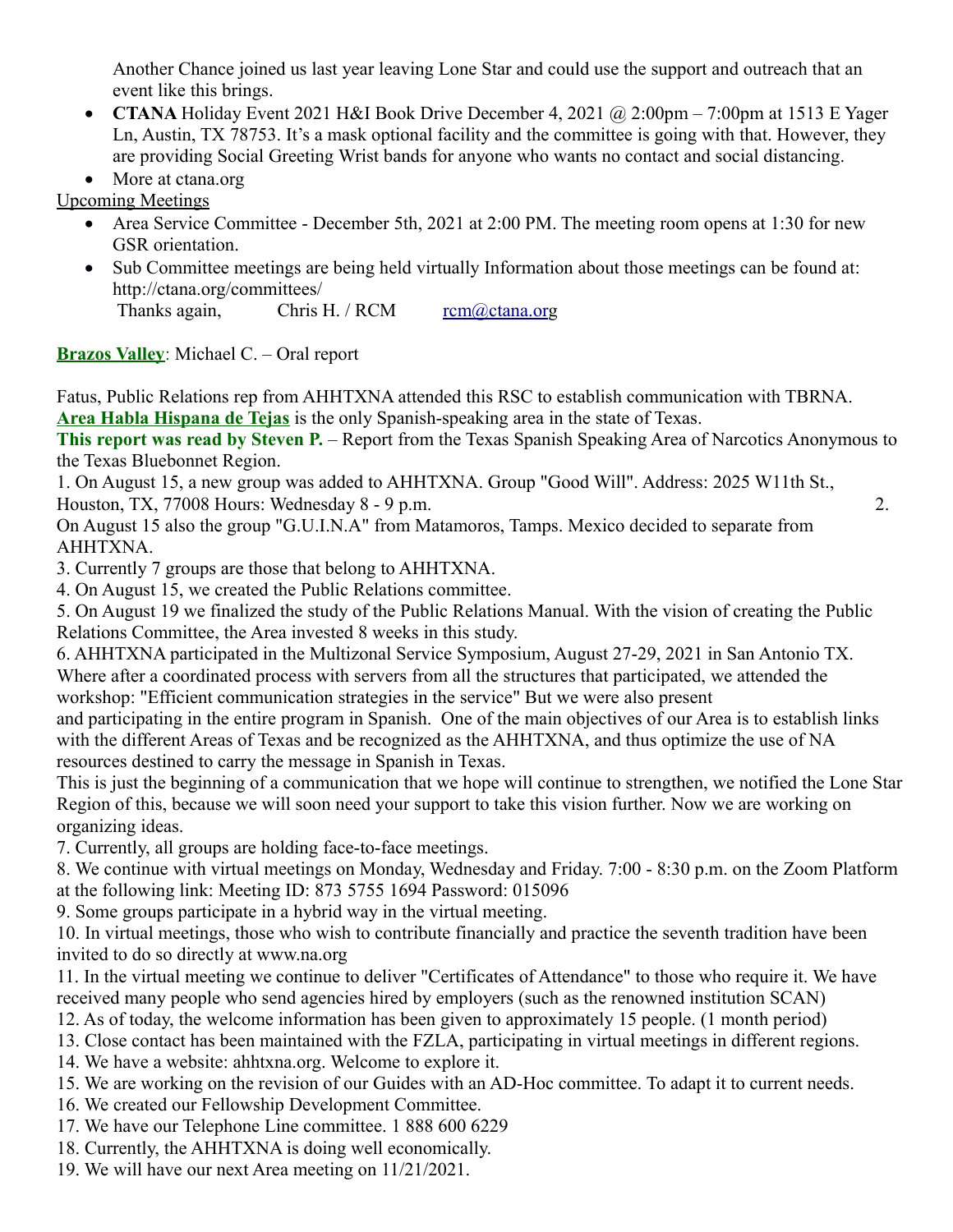Another Chance joined us last year leaving Lone Star and could use the support and outreach that an event like this brings.

- **CTANA** Holiday Event 2021 H&I Book Drive December 4, 2021 @ 2:00pm – 7:00pm at 1513 E Yager Ln, Austin, TX 78753. It's a mask optional facility and the committee is going with that. However, they are providing Social Greeting Wrist bands for anyone who wants no contact and social distancing.
- More at ctana.org

Upcoming Meetings

- Area Service Committee - December 5th, 2021 at 2:00 PM. The meeting room opens at 1:30 for new GSR orientation.
- Sub Committee meetings are being held virtually Information about those meetings can be found at: http://ctana.org/committees/
  Thanks again,     Chris H. / RCM     rcm@ctana.org

**Brazos Valley**: Michael C. – Oral report

Fatus, Public Relations rep from AHHTXNA attended this RSC to establish communication with TBRNA. **Area Habla Hispana de Tejas** is the only Spanish-speaking area in the state of Texas.

**This report was read by Steven P.** – Report from the Texas Spanish Speaking Area of Narcotics Anonymous to the Texas Bluebonnet Region.

1. On August 15, a new group was added to AHHTXNA. Group "Good Will". Address: 2025 W11th St., Houston, TX, 77008 Hours: Wednesday 8 - 9 p.m.
2. On August 15 also the group "G.U.I.N.A" from Matamoros, Tamps. Mexico decided to separate from AHHTXNA.
3. Currently 7 groups are those that belong to AHHTXNA.
4. On August 15, we created the Public Relations committee.
5. On August 19 we finalized the study of the Public Relations Manual. With the vision of creating the Public Relations Committee, the Area invested 8 weeks in this study.
6. AHHTXNA participated in the Multizonal Service Symposium, August 27-29, 2021 in San Antonio TX. Where after a coordinated process with servers from all the structures that participated, we attended the workshop: "Efficient communication strategies in the service" But we were also present and participating in the entire program in Spanish. One of the main objectives of our Area is to establish links with the different Areas of Texas and be recognized as the AHHTXNA, and thus optimize the use of NA resources destined to carry the message in Spanish in Texas.
   This is just the beginning of a communication that we hope will continue to strengthen, we notified the Lone Star Region of this, because we will soon need your support to take this vision further. Now we are working on organizing ideas.
7. Currently, all groups are holding face-to-face meetings.
8. We continue with virtual meetings on Monday, Wednesday and Friday. 7:00 - 8:30 p.m. on the Zoom Platform at the following link: Meeting ID: 873 5755 1694 Password: 015096
9. Some groups participate in a hybrid way in the virtual meeting.
10. In virtual meetings, those who wish to contribute financially and practice the seventh tradition have been invited to do so directly at www.na.org
11. In the virtual meeting we continue to deliver "Certificates of Attendance" to those who require it. We have received many people who send agencies hired by employers (such as the renowned institution SCAN)
12. As of today, the welcome information has been given to approximately 15 people. (1 month period)
13. Close contact has been maintained with the FZLA, participating in virtual meetings in different regions.
14. We have a website: ahhtxna.org. Welcome to explore it.
15. We are working on the revision of our Guides with an AD-Hoc committee. To adapt it to current needs.
16. We created our Fellowship Development Committee.
17. We have our Telephone Line committee. 1 888 600 6229
18. Currently, the AHHTXNA is doing well economically.
19. We will have our next Area meeting on 11/21/2021.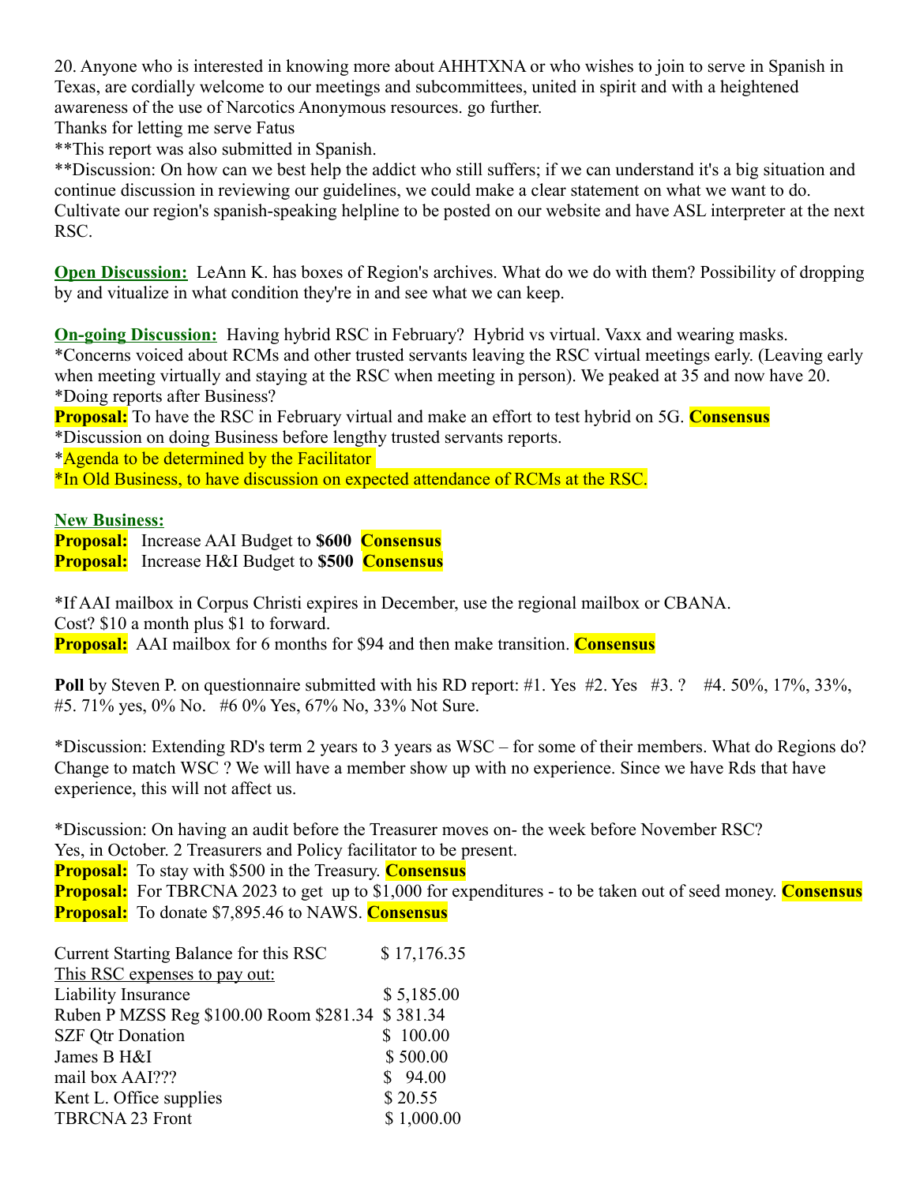20. Anyone who is interested in knowing more about AHHTXNA or who wishes to join to serve in Spanish in Texas, are cordially welcome to our meetings and subcommittees, united in spirit and with a heightened awareness of the use of Narcotics Anonymous resources. go further.
Thanks for letting me serve Fatus
**This report was also submitted in Spanish.
**Discussion: On how can we best help the addict who still suffers; if we can understand it's a big situation and continue discussion in reviewing our guidelines, we could make a clear statement on what we want to do. Cultivate our region's spanish-speaking helpline to be posted on our website and have ASL interpreter at the next RSC.

**Open Discussion:** LeAnn K. has boxes of Region's archives. What do we do with them? Possibility of dropping by and vitualize in what condition they're in and see what we can keep.

**On-going Discussion:** Having hybrid RSC in February? Hybrid vs virtual. Vaxx and wearing masks.
*Concerns voiced about RCMs and other trusted servants leaving the RSC virtual meetings early. (Leaving early when meeting virtually and staying at the RSC when meeting in person). We peaked at 35 and now have 20.
*Doing reports after Business?
**Proposal:** To have the RSC in February virtual and make an effort to test hybrid on 5G. **Consensus**
*Discussion on doing Business before lengthy trusted servants reports.
*Agenda to be determined by the Facilitator
*In Old Business, to have discussion on expected attendance of RCMs at the RSC.

**New Business:**
**Proposal:** Increase AAI Budget to **$600** **Consensus**
**Proposal:** Increase H&I Budget to **$500** **Consensus**

*If AAI mailbox in Corpus Christi expires in December, use the regional mailbox or CBANA.
Cost? $10 a month plus $1 to forward.
**Proposal:** AAI mailbox for 6 months for $94 and then make transition. **Consensus**

**Poll** by Steven P. on questionnaire submitted with his RD report: #1. Yes #2. Yes #3. ? #4. 50%, 17%, 33%, #5. 71% yes, 0% No. #6 0% Yes, 67% No, 33% Not Sure.

*Discussion: Extending RD's term 2 years to 3 years as WSC – for some of their members. What do Regions do? Change to match WSC ? We will have a member show up with no experience. Since we have Rds that have experience, this will not affect us.

*Discussion: On having an audit before the Treasurer moves on- the week before November RSC?
Yes, in October. 2 Treasurers and Policy facilitator to be present.
**Proposal:** To stay with $500 in the Treasury. **Consensus**
**Proposal:** For TBRCNA 2023 to get up to $1,000 for expenditures - to be taken out of seed money. **Consensus**
**Proposal:** To donate $7,895.46 to NAWS. **Consensus**

| | |
|---|---|
| Current Starting Balance for this RSC | $ 17,176.35 |
| This RSC expenses to pay out: | |
| Liability Insurance | $ 5,185.00 |
| Ruben P MZSS Reg $100.00 Room $281.34 | $ 381.34 |
| SZF Qtr Donation | $ 100.00 |
| James B H&I | $ 500.00 |
| mail box AAI??? | $ 94.00 |
| Kent L. Office supplies | $ 20.55 |
| TBRCNA 23 Front | $ 1,000.00 |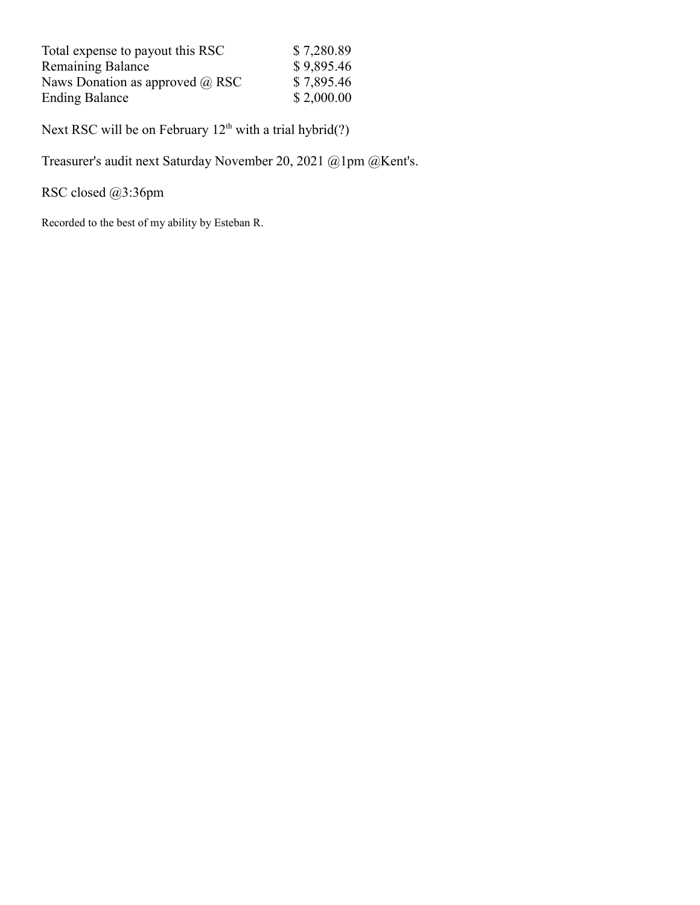| | |
|---|---|
| Total expense to payout this RSC | $ 7,280.89 |
| Remaining Balance | $ 9,895.46 |
| Naws Donation as approved @ RSC | $ 7,895.46 |
| Ending Balance | $ 2,000.00 |

Next RSC will be on February 12th with a trial hybrid(?)

Treasurer's audit next Saturday November 20, 2021 @1pm @Kent's.

RSC closed @3:36pm

Recorded to the best of my ability by Esteban R.